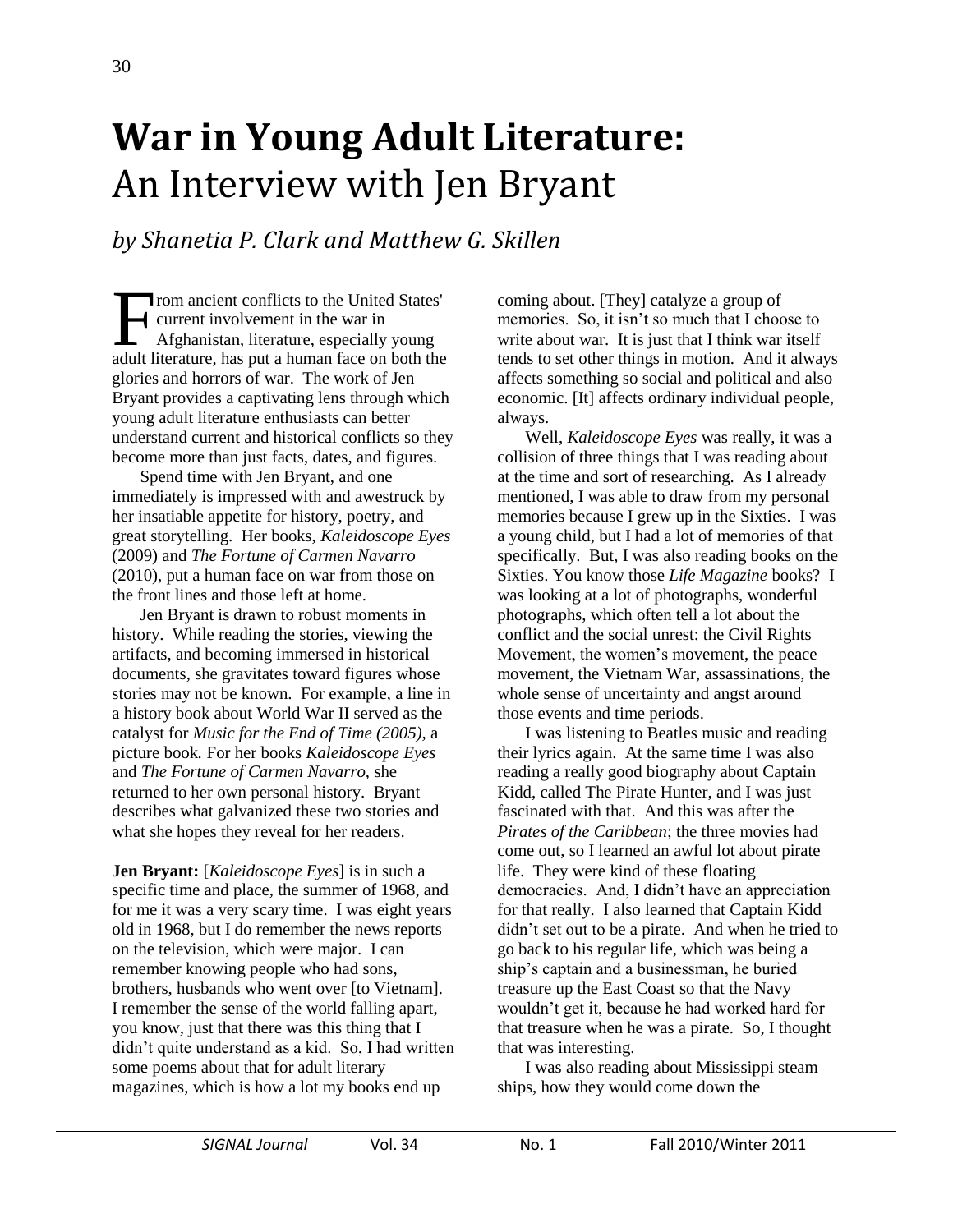# **War in Young Adult Literature:** An Interview with Jen Bryant

*by Shanetia P. Clark and Matthew G. Skillen*

From ancient conflicts to the United States' current involvement in the war in Afghanistan, literature, especially young adult literature, has put a human face on both the glories and horrors of war. The work of Jen Bryant provides a captivating lens through which young adult literature enthusiasts can better understand current and historical conflicts so they become more than just facts, dates, and figures.

Spend time with Jen Bryant, and one immediately is impressed with and awestruck by her insatiable appetite for history, poetry, and great storytelling. Her books, *Kaleidoscope Eyes* (2009) and *The Fortune of Carmen Navarro* (2010), put a human face on war from those on the front lines and those left at home.

Jen Bryant is drawn to robust moments in history. While reading the stories, viewing the artifacts, and becoming immersed in historical documents, she gravitates toward figures whose stories may not be known. For example, a line in a history book about World War II served as the catalyst for *Music for the End of Time (2005),* a picture book. For her books *Kaleidoscope Eyes* and *The Fortune of Carmen Navarro,* she returned to her own personal history. Bryant describes what galvanized these two stories and what she hopes they reveal for her readers.

**Jen Bryant:** [*Kaleidoscope Eyes*] is in such a specific time and place, the summer of 1968, and for me it was a very scary time. I was eight years old in 1968, but I do remember the news reports on the television, which were major. I can remember knowing people who had sons, brothers, husbands who went over [to Vietnam]. I remember the sense of the world falling apart, you know, just that there was this thing that I didn't quite understand as a kid. So, I had written some poems about that for adult literary magazines, which is how a lot my books end up coming about. [They] catalyze a group of memories. So, it isn't so much that I choose to write about war. It is just that I think war itself tends to set other things in motion. And it always affects something so social and political and also economic. [It] affects ordinary individual people, always.

Well, *Kaleidoscope Eyes* was really, it was a collision of three things that I was reading about at the time and sort of researching. As I already mentioned, I was able to draw from my personal memories because I grew up in the Sixties. I was a young child, but I had a lot of memories of that specifically. But, I was also reading books on the Sixties. You know those *Life Magazine* books? I was looking at a lot of photographs, wonderful photographs, which often tell a lot about the conflict and the social unrest: the Civil Rights Movement, the women's movement, the peace movement, the Vietnam War, assassinations, the whole sense of uncertainty and angst around those events and time periods.

I was listening to Beatles music and reading their lyrics again. At the same time I was also reading a really good biography about Captain Kidd, called The Pirate Hunter, and I was just fascinated with that. And this was after the *Pirates of the Caribbean*; the three movies had come out, so I learned an awful lot about pirate life. They were kind of these floating democracies. And, I didn't have an appreciation for that really. I also learned that Captain Kidd didn't set out to be a pirate. And when he tried to go back to his regular life, which was being a ship's captain and a businessman, he buried treasure up the East Coast so that the Navy wouldn't get it, because he had worked hard for that treasure when he was a pirate. So, I thought that was interesting.

I was also reading about Mississippi steam ships, how they would come down the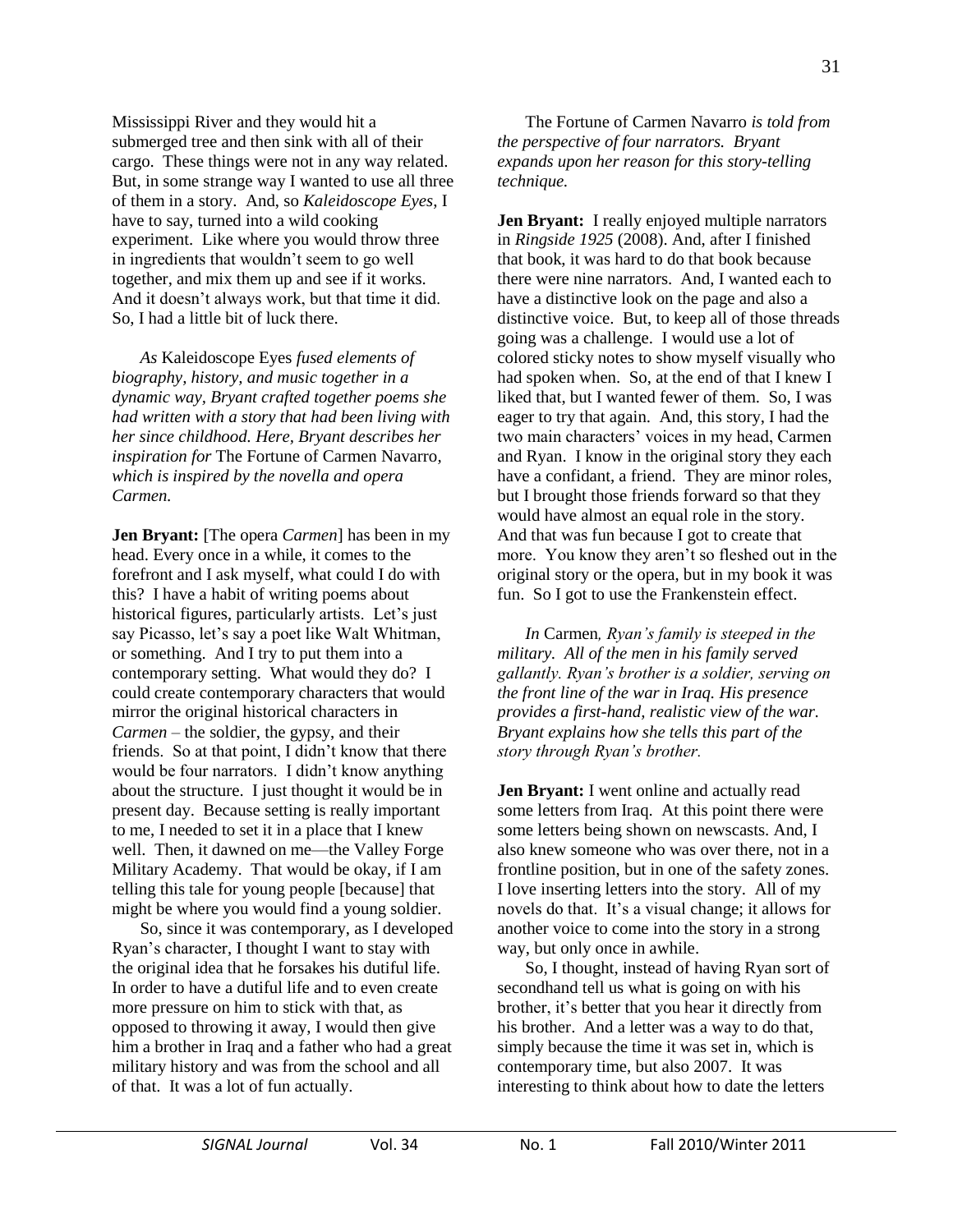Mississippi River and they would hit a submerged tree and then sink with all of their cargo. These things were not in any way related. But, in some strange way I wanted to use all three of them in a story. And, so *Kaleidoscope Eyes*, I have to say, turned into a wild cooking experiment. Like where you would throw three in ingredients that wouldn't seem to go well together, and mix them up and see if it works. And it doesn't always work, but that time it did. So, I had a little bit of luck there.

*As* Kaleidoscope Eyes *fused elements of biography, history, and music together in a dynamic way, Bryant crafted together poems she had written with a story that had been living with her since childhood. Here, Bryant describes her inspiration for* The Fortune of Carmen Navarro, *which is inspired by the novella and opera Carmen.*

**Jen Bryant:** [The opera *Carmen*] has been in my head. Every once in a while, it comes to the forefront and I ask myself, what could I do with this? I have a habit of writing poems about historical figures, particularly artists. Let's just say Picasso, let's say a poet like Walt Whitman, or something. And I try to put them into a contemporary setting. What would they do? I could create contemporary characters that would mirror the original historical characters in *Carmen* – the soldier, the gypsy, and their friends. So at that point, I didn't know that there would be four narrators. I didn't know anything about the structure. I just thought it would be in present day. Because setting is really important to me, I needed to set it in a place that I knew well. Then, it dawned on me—the Valley Forge Military Academy. That would be okay, if I am telling this tale for young people [because] that might be where you would find a young soldier.

So, since it was contemporary, as I developed Ryan's character, I thought I want to stay with the original idea that he forsakes his dutiful life. In order to have a dutiful life and to even create more pressure on him to stick with that, as opposed to throwing it away, I would then give him a brother in Iraq and a father who had a great military history and was from the school and all of that. It was a lot of fun actually.

The Fortune of Carmen Navarro *is told from the perspective of four narrators. Bryant expands upon her reason for this story-telling technique.*

**Jen Bryant:** I really enjoyed multiple narrators in *Ringside 1925* (2008). And, after I finished that book, it was hard to do that book because there were nine narrators. And, I wanted each to have a distinctive look on the page and also a distinctive voice. But, to keep all of those threads going was a challenge. I would use a lot of colored sticky notes to show myself visually who had spoken when. So, at the end of that I knew I liked that, but I wanted fewer of them. So, I was eager to try that again. And, this story, I had the two main characters' voices in my head, Carmen and Ryan. I know in the original story they each have a confidant, a friend. They are minor roles, but I brought those friends forward so that they would have almost an equal role in the story. And that was fun because I got to create that more. You know they aren't so fleshed out in the original story or the opera, but in my book it was fun. So I got to use the Frankenstein effect.

*In* Carmen*, Ryan's family is steeped in the military. All of the men in his family served gallantly. Ryan's brother is a soldier, serving on the front line of the war in Iraq. His presence provides a first-hand, realistic view of the war. Bryant explains how she tells this part of the story through Ryan's brother.*

**Jen Bryant:** I went online and actually read some letters from Iraq. At this point there were some letters being shown on newscasts. And, I also knew someone who was over there, not in a frontline position, but in one of the safety zones. I love inserting letters into the story. All of my novels do that. It's a visual change; it allows for another voice to come into the story in a strong way, but only once in awhile.

So, I thought, instead of having Ryan sort of secondhand tell us what is going on with his brother, it's better that you hear it directly from his brother. And a letter was a way to do that, simply because the time it was set in, which is contemporary time, but also 2007. It was interesting to think about how to date the letters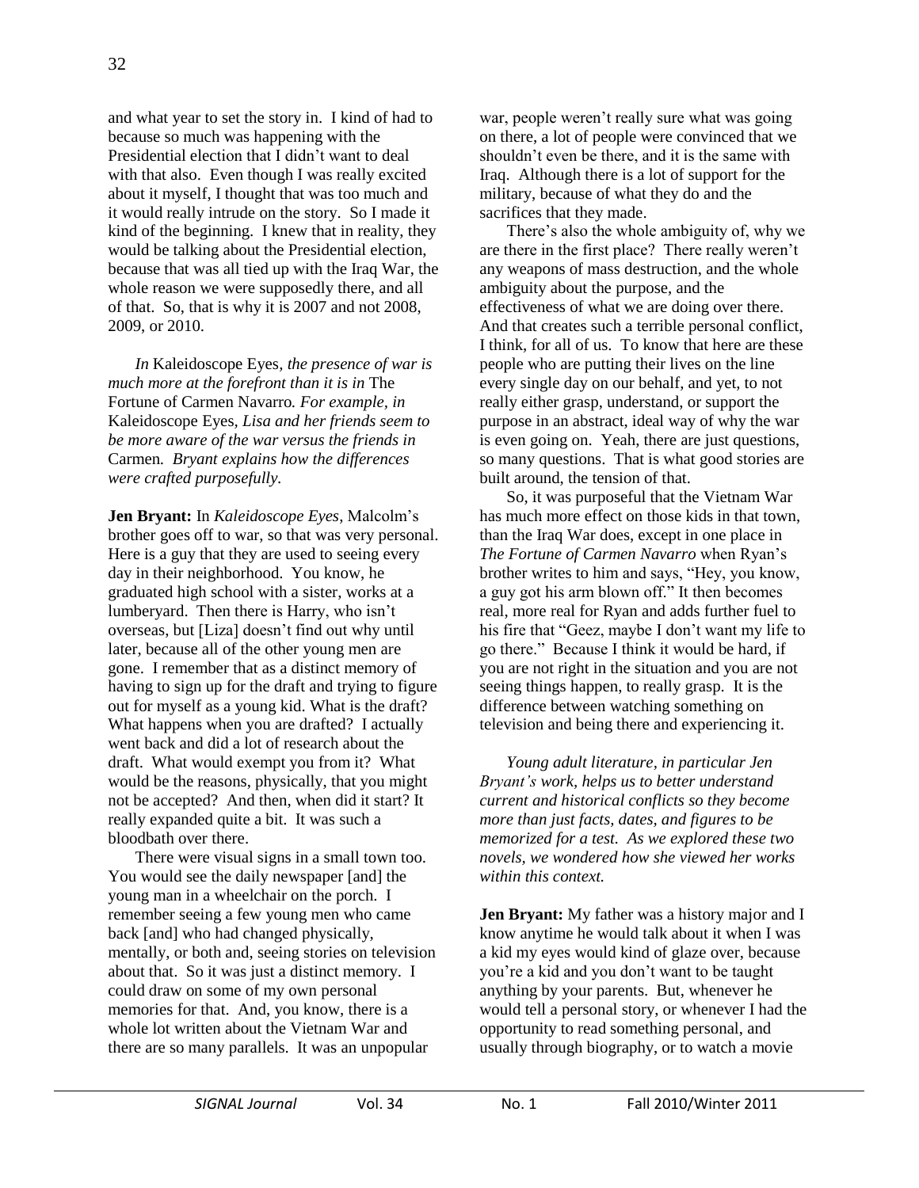and what year to set the story in. I kind of had to because so much was happening with the Presidential election that I didn't want to deal with that also. Even though I was really excited about it myself, I thought that was too much and it would really intrude on the story. So I made it kind of the beginning. I knew that in reality, they would be talking about the Presidential election, because that was all tied up with the Iraq War, the whole reason we were supposedly there, and all of that. So, that is why it is 2007 and not 2008, 2009, or 2010.

*In* Kaleidoscope Eyes*, the presence of war is much more at the forefront than it is in* The Fortune of Carmen Navarro*. For example, in* Kaleidoscope Eyes*, Lisa and her friends seem to be more aware of the war versus the friends in* Carmen*. Bryant explains how the differences were crafted purposefully.*

**Jen Bryant:** In *Kaleidoscope Eyes*, Malcolm's brother goes off to war, so that was very personal. Here is a guy that they are used to seeing every day in their neighborhood. You know, he graduated high school with a sister, works at a lumberyard. Then there is Harry, who isn't overseas, but [Liza] doesn't find out why until later, because all of the other young men are gone. I remember that as a distinct memory of having to sign up for the draft and trying to figure out for myself as a young kid. What is the draft? What happens when you are drafted? I actually went back and did a lot of research about the draft. What would exempt you from it? What would be the reasons, physically, that you might not be accepted? And then, when did it start? It really expanded quite a bit. It was such a bloodbath over there.

There were visual signs in a small town too. You would see the daily newspaper [and] the young man in a wheelchair on the porch. I remember seeing a few young men who came back [and] who had changed physically, mentally, or both and, seeing stories on television about that. So it was just a distinct memory. I could draw on some of my own personal memories for that. And, you know, there is a whole lot written about the Vietnam War and there are so many parallels. It was an unpopular war, people weren't really sure what was going on there, a lot of people were convinced that we shouldn't even be there, and it is the same with Iraq. Although there is a lot of support for the military, because of what they do and the sacrifices that they made.

There's also the whole ambiguity of, why we are there in the first place? There really weren't any weapons of mass destruction, and the whole ambiguity about the purpose, and the effectiveness of what we are doing over there. And that creates such a terrible personal conflict, I think, for all of us. To know that here are these people who are putting their lives on the line every single day on our behalf, and yet, to not really either grasp, understand, or support the purpose in an abstract, ideal way of why the war is even going on. Yeah, there are just questions, so many questions. That is what good stories are built around, the tension of that.

So, it was purposeful that the Vietnam War has much more effect on those kids in that town, than the Iraq War does, except in one place in *The Fortune of Carmen Navarro* when Ryan's brother writes to him and says, "Hey, you know, a guy got his arm blown off." It then becomes real, more real for Ryan and adds further fuel to his fire that "Geez, maybe I don't want my life to go there." Because I think it would be hard, if you are not right in the situation and you are not seeing things happen, to really grasp. It is the difference between watching something on television and being there and experiencing it.

*Young adult literature, in particular Jen Bryant's work, helps us to better understand current and historical conflicts so they become more than just facts, dates, and figures to be memorized for a test. As we explored these two novels, we wondered how she viewed her works within this context.*

**Jen Bryant:** My father was a history major and I know anytime he would talk about it when I was a kid my eyes would kind of glaze over, because you're a kid and you don't want to be taught anything by your parents. But, whenever he would tell a personal story, or whenever I had the opportunity to read something personal, and usually through biography, or to watch a movie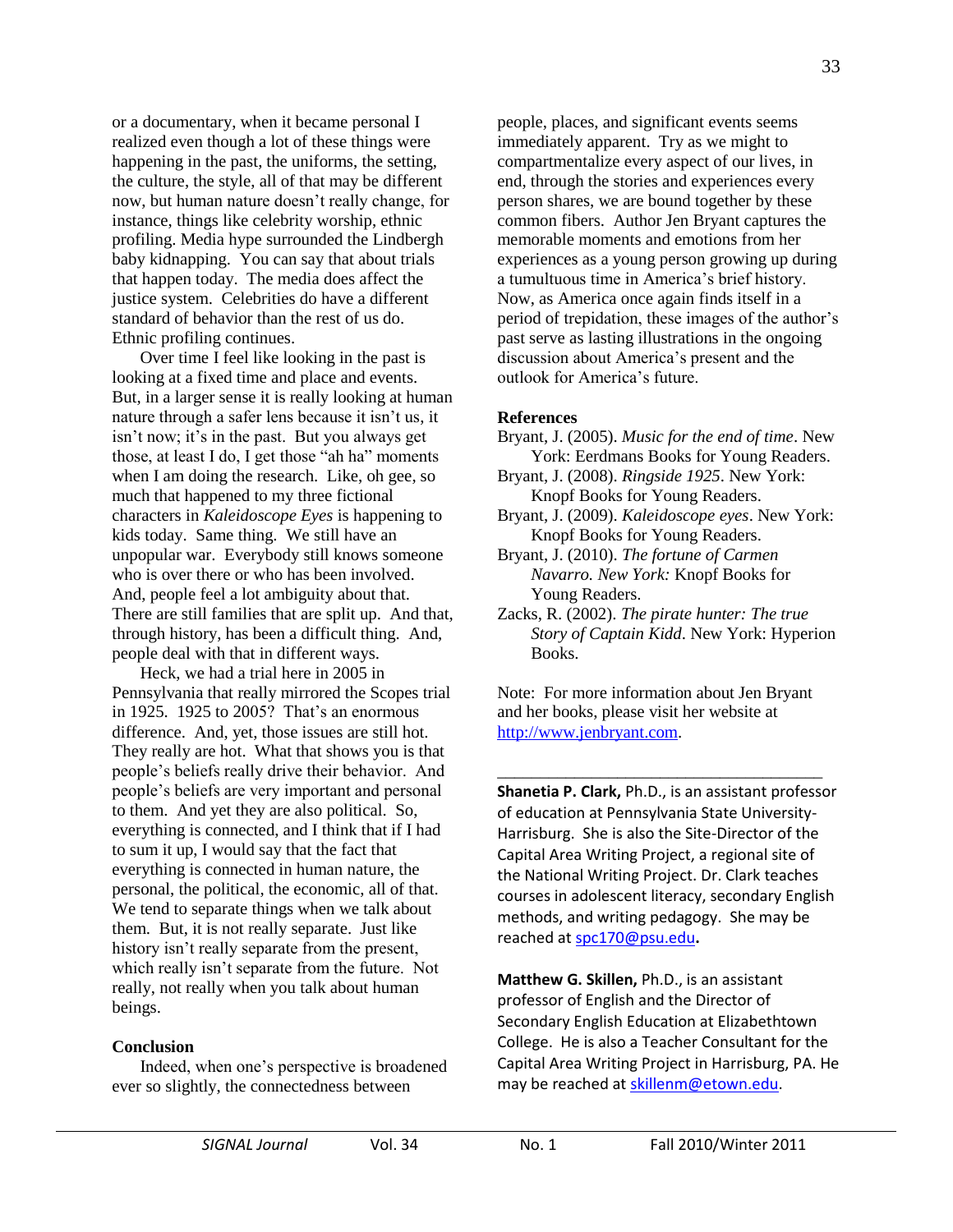or a documentary, when it became personal I realized even though a lot of these things were happening in the past, the uniforms, the setting, the culture, the style, all of that may be different now, but human nature doesn't really change, for instance, things like celebrity worship, ethnic profiling. Media hype surrounded the Lindbergh baby kidnapping. You can say that about trials that happen today. The media does affect the justice system. Celebrities do have a different standard of behavior than the rest of us do. Ethnic profiling continues.

Over time I feel like looking in the past is looking at a fixed time and place and events. But, in a larger sense it is really looking at human nature through a safer lens because it isn't us, it isn't now; it's in the past. But you always get those, at least I do, I get those "ah ha" moments when I am doing the research. Like, oh gee, so much that happened to my three fictional characters in *Kaleidoscope Eyes* is happening to kids today. Same thing. We still have an unpopular war. Everybody still knows someone who is over there or who has been involved. And, people feel a lot ambiguity about that. There are still families that are split up. And that, through history, has been a difficult thing. And, people deal with that in different ways.

Heck, we had a trial here in 2005 in Pennsylvania that really mirrored the Scopes trial in 1925. 1925 to 2005? That's an enormous difference. And, yet, those issues are still hot. They really are hot. What that shows you is that people's beliefs really drive their behavior. And people's beliefs are very important and personal to them. And yet they are also political. So, everything is connected, and I think that if I had to sum it up, I would say that the fact that everything is connected in human nature, the personal, the political, the economic, all of that. We tend to separate things when we talk about them. But, it is not really separate. Just like history isn't really separate from the present, which really isn't separate from the future. Not really, not really when you talk about human beings.

**Conclusion**

Indeed, when one's perspective is broadened ever so slightly, the connectedness between people, places, and significant events seems immediately apparent. Try as we might to compartmentalize every aspect of our lives, in end, through the stories and experiences every person shares, we are bound together by these common fibers. Author Jen Bryant captures the memorable moments and emotions from her experiences as a young person growing up during a tumultuous time in America's brief history. Now, as America once again finds itself in a period of trepidation, these images of the author's past serve as lasting illustrations in the ongoing discussion about America's present and the outlook for America's future.

**References**

Bryant, J. (2005). *Music for the end of time*. New York: Eerdmans Books for Young Readers.

Bryant, J. (2008). *Ringside 1925*. New York: Knopf Books for Young Readers.

Bryant, J. (2009). *Kaleidoscope eyes*. New York: Knopf Books for Young Readers.

Bryant, J. (2010). *The fortune of Carmen Navarro. New York:* Knopf Books for Young Readers.

Zacks, R. (2002). *The pirate hunter: The true Story of Captain Kidd*. New York: Hyperion Books.

Note: For more information about Jen Bryant and her books, please visit her website at http://www.jenbryant.com.

---

**Shanetia P. Clark,** Ph.D., is an assistant professor of education at Pennsylvania State University-Harrisburg. She is also the Site-Director of the Capital Area Writing Project, a regional site of the National Writing Project. Dr. Clark teaches courses in adolescent literacy, secondary English methods, and writing pedagogy. She may be reached at spc170@psu.edu.

**Matthew G. Skillen,** Ph.D., is an assistant professor of English and the Director of Secondary English Education at Elizabethtown College. He is also a Teacher Consultant for the Capital Area Writing Project in Harrisburg, PA. He may be reached at skillenm@etown.edu.